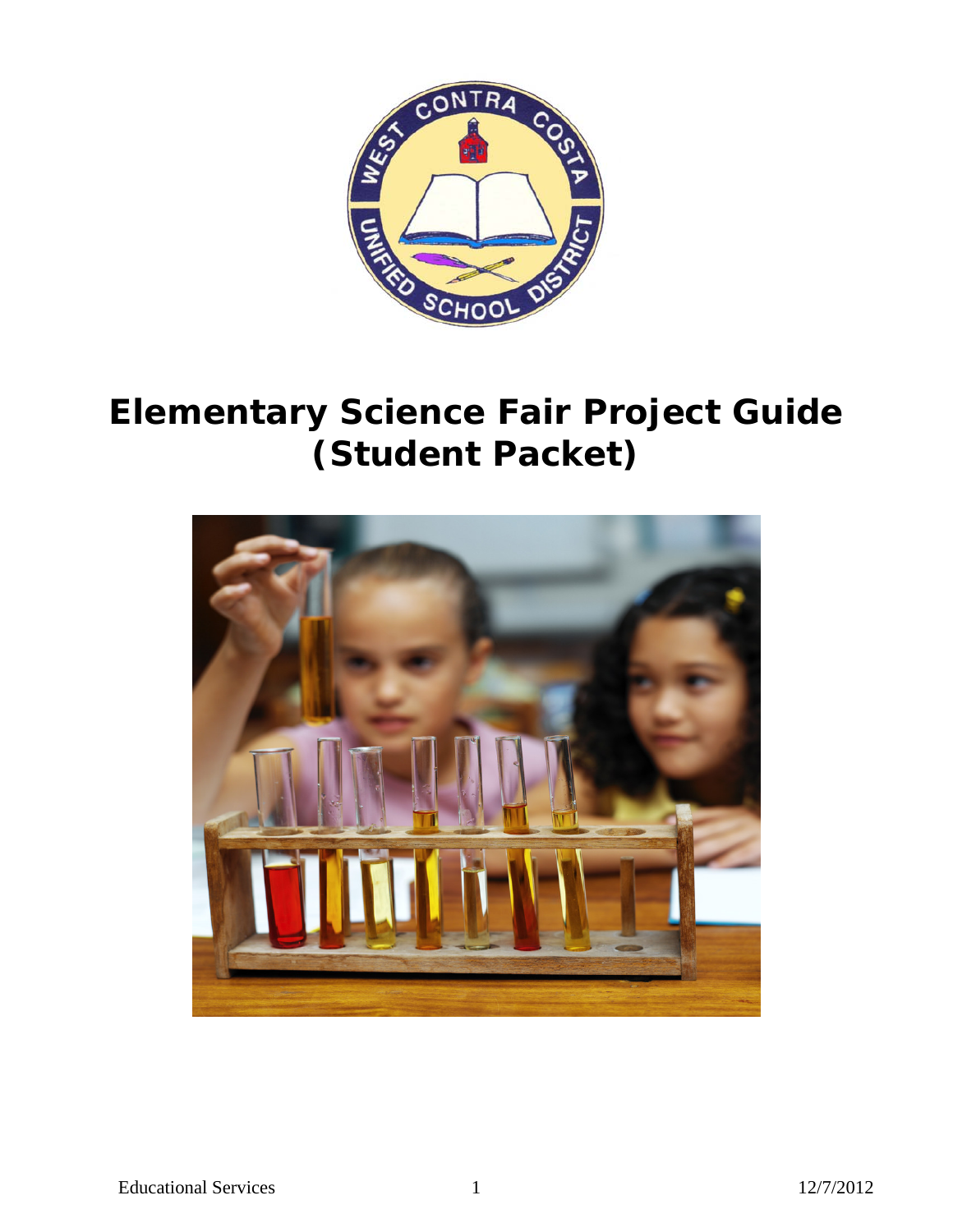# Elementary Science Fair Project Guide (Student Packet)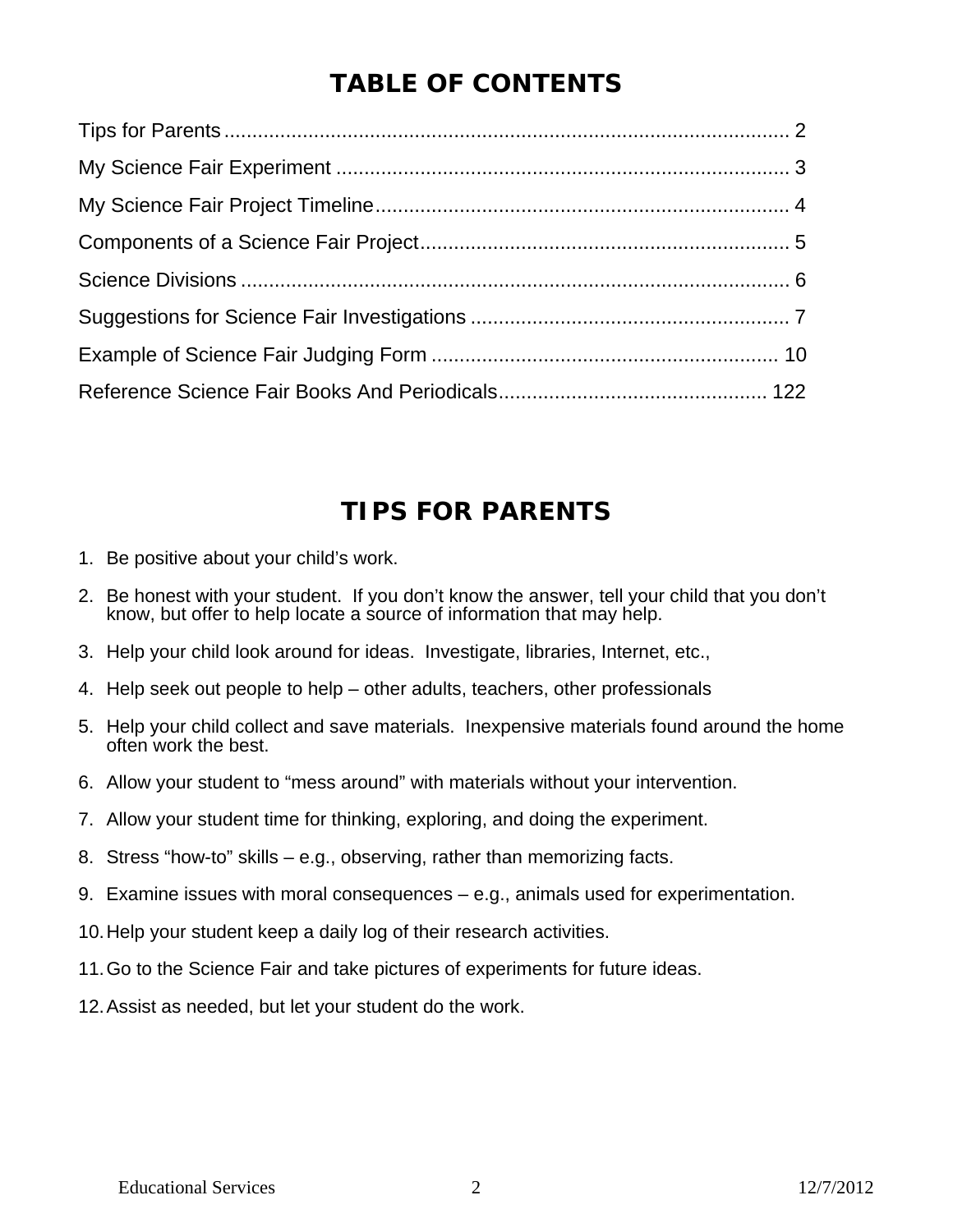# TABLE OF CONTENTS

Tips for Parents ........................................................................................................ 2

My Science Fair Experiment .................................................................................. 3

My Science Fair Project Timeline........................................................................... 4

Components of a Science Fair Project.................................................................... 5

Science Divisions ................................................................................................... 6

Suggestions for Science Fair Investigations .......................................................... 7

Example of Science Fair Judging Form ............................................................... 10

Reference Science Fair Books And Periodicals................................................. 122

# TIPS FOR PARENTS

1. Be positive about your child's work.
2. Be honest with your student. If you don't know the answer, tell your child that you don't know, but offer to help locate a source of information that may help.
3. Help your child look around for ideas. Investigate, libraries, Internet, etc.,
4. Help seek out people to help – other adults, teachers, other professionals
5. Help your child collect and save materials. Inexpensive materials found around the home often work the best.
6. Allow your student to "mess around" with materials without your intervention.
7. Allow your student time for thinking, exploring, and doing the experiment.
8. Stress "how-to" skills – e.g., observing, rather than memorizing facts.
9. Examine issues with moral consequences – e.g., animals used for experimentation.
10. Help your student keep a daily log of their research activities.
11. Go to the Science Fair and take pictures of experiments for future ideas.
12. Assist as needed, but let your student do the work.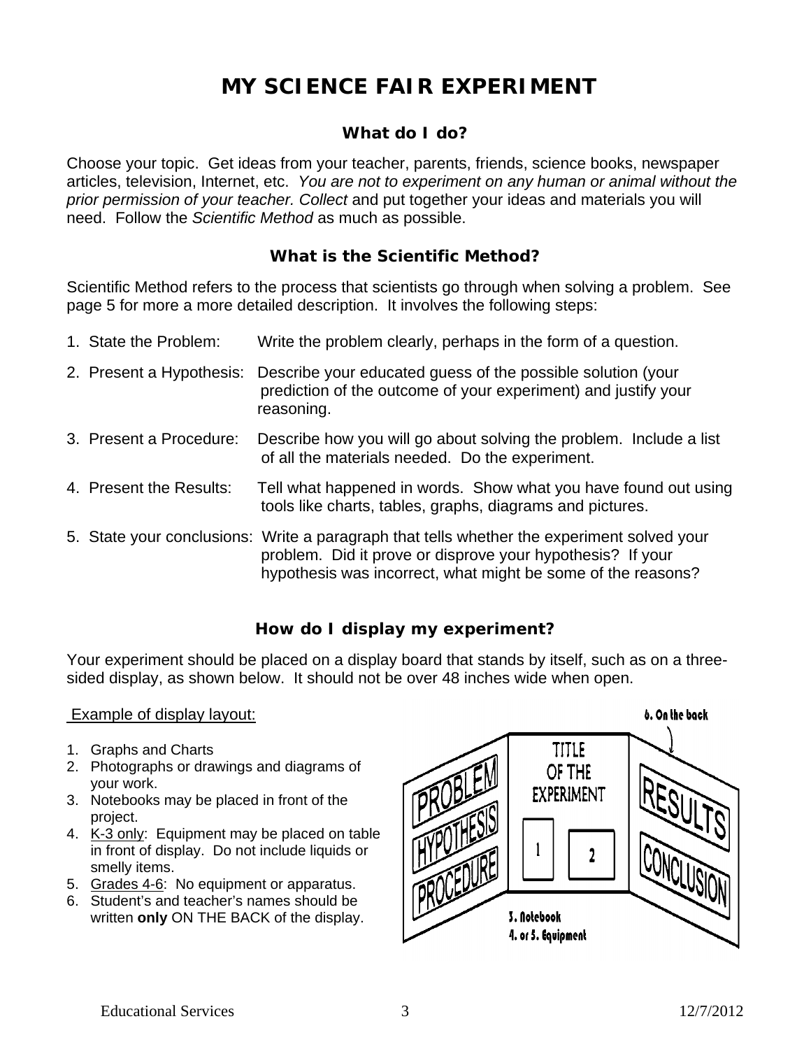# MY SCIENCE FAIR EXPERIMENT

### What do I do?

Choose your topic. Get ideas from your teacher, parents, friends, science books, newspaper articles, television, Internet, etc. *You are not to experiment on any human or animal without the prior permission of your teacher. Collect* and put together your ideas and materials you will need. Follow the *Scientific Method* as much as possible.

### What is the Scientific Method?

Scientific Method refers to the process that scientists go through when solving a problem. See page 5 for more a more detailed description. It involves the following steps:

1. State the Problem: Write the problem clearly, perhaps in the form of a question.
2. Present a Hypothesis: Describe your educated guess of the possible solution (your prediction of the outcome of your experiment) and justify your reasoning.
3. Present a Procedure: Describe how you will go about solving the problem. Include a list of all the materials needed. Do the experiment.
4. Present the Results: Tell what happened in words. Show what you have found out using tools like charts, tables, graphs, diagrams and pictures.
5. State your conclusions: Write a paragraph that tells whether the experiment solved your problem. Did it prove or disprove your hypothesis? If your hypothesis was incorrect, what might be some of the reasons?

### How do I display my experiment?

Your experiment should be placed on a display board that stands by itself, such as on a three-sided display, as shown below. It should not be over 48 inches wide when open.

Example of display layout:

1. Graphs and Charts
2. Photographs or drawings and diagrams of your work.
3. Notebooks may be placed in front of the project.
4. K-3 only: Equipment may be placed on table in front of display. Do not include liquids or smelly items.
5. Grades 4-6: No equipment or apparatus.
6. Student's and teacher's names should be written **only** ON THE BACK of the display.

6. On the back

PROBLEM
HYPOTHESIS
PROCEDURE

TITLE OF THE EXPERIMENT

1 2

RESULTS
CONCLUSION

3. Notebook
4. or 5. Equipment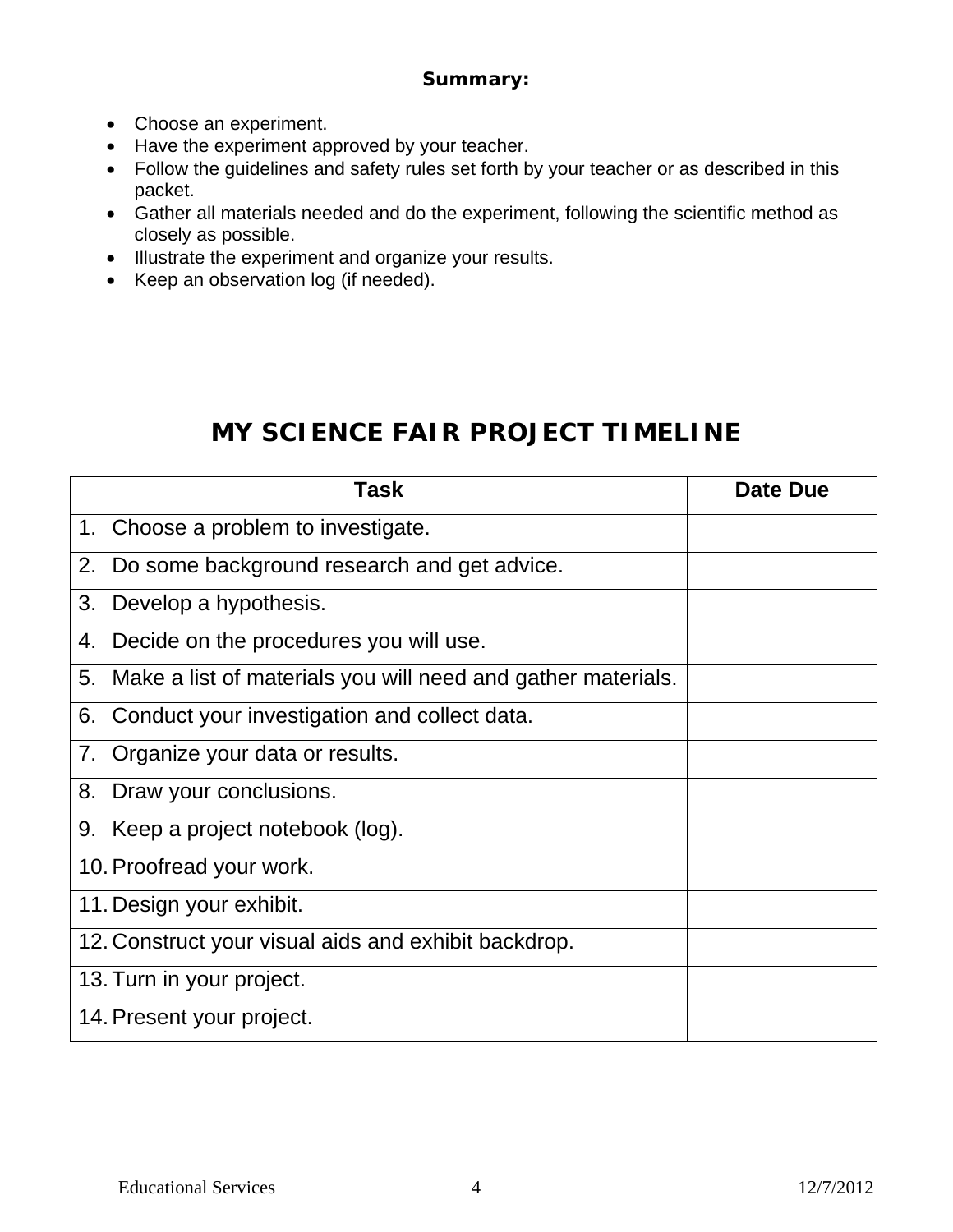**Summary:**

- Choose an experiment.
- Have the experiment approved by your teacher.
- Follow the guidelines and safety rules set forth by your teacher or as described in this packet.
- Gather all materials needed and do the experiment, following the scientific method as closely as possible.
- Illustrate the experiment and organize your results.
- Keep an observation log (if needed).

# MY SCIENCE FAIR PROJECT TIMELINE

| Task | Date Due |
|---|---|
| 1. Choose a problem to investigate. | |
| 2. Do some background research and get advice. | |
| 3. Develop a hypothesis. | |
| 4. Decide on the procedures you will use. | |
| 5. Make a list of materials you will need and gather materials. | |
| 6. Conduct your investigation and collect data. | |
| 7. Organize your data or results. | |
| 8. Draw your conclusions. | |
| 9. Keep a project notebook (log). | |
| 10. Proofread your work. | |
| 11. Design your exhibit. | |
| 12. Construct your visual aids and exhibit backdrop. | |
| 13. Turn in your project. | |
| 14. Present your project. | |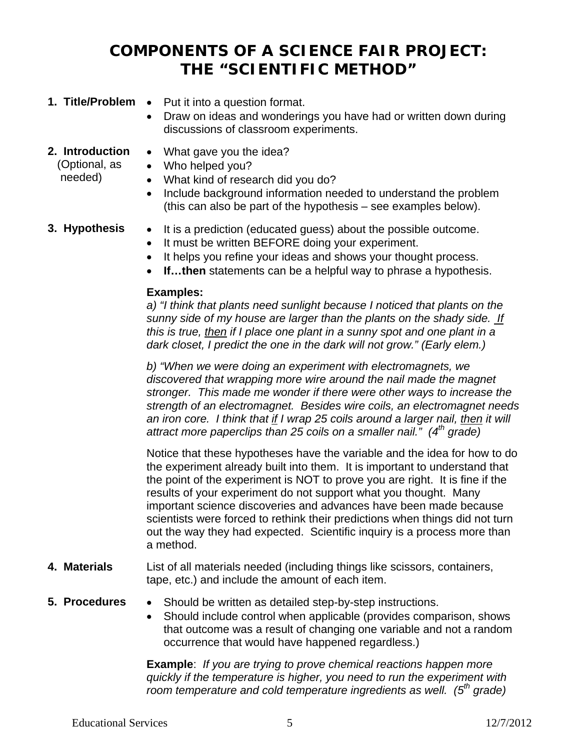# COMPONENTS OF A SCIENCE FAIR PROJECT: THE "SCIENTIFIC METHOD"

**1. Title/Problem**

- Put it into a question format.
- Draw on ideas and wonderings you have had or written down during discussions of classroom experiments.

**2. Introduction** (Optional, as needed)

- What gave you the idea?
- Who helped you?
- What kind of research did you do?
- Include background information needed to understand the problem (this can also be part of the hypothesis – see examples below).

**3. Hypothesis**

- It is a prediction (educated guess) about the possible outcome.
- It must be written BEFORE doing your experiment.
- It helps you refine your ideas and shows your thought process.
- **If…then** statements can be a helpful way to phrase a hypothesis.

**Examples:**

*a) "I think that plants need sunlight because I noticed that plants on the sunny side of my house are larger than the plants on the shady side. <u>If</u> this is true, <u>then</u> if I place one plant in a sunny spot and one plant in a dark closet, I predict the one in the dark will not grow." (Early elem.)*

*b) "When we were doing an experiment with electromagnets, we discovered that wrapping more wire around the nail made the magnet stronger. This made me wonder if there were other ways to increase the strength of an electromagnet. Besides wire coils, an electromagnet needs an iron core. I think that <u>if</u> I wrap 25 coils around a larger nail, <u>then</u> it will attract more paperclips than 25 coils on a smaller nail." (4th grade)*

Notice that these hypotheses have the variable and the idea for how to do the experiment already built into them. It is important to understand that the point of the experiment is NOT to prove you are right. It is fine if the results of your experiment do not support what you thought. Many important science discoveries and advances have been made because scientists were forced to rethink their predictions when things did not turn out the way they had expected. Scientific inquiry is a process more than a method.

**4. Materials**

List of all materials needed (including things like scissors, containers, tape, etc.) and include the amount of each item.

**5. Procedures**

- Should be written as detailed step-by-step instructions.
- Should include control when applicable (provides comparison, shows that outcome was a result of changing one variable and not a random occurrence that would have happened regardless.)

**Example**: *If you are trying to prove chemical reactions happen more quickly if the temperature is higher, you need to run the experiment with room temperature and cold temperature ingredients as well. (5th grade)*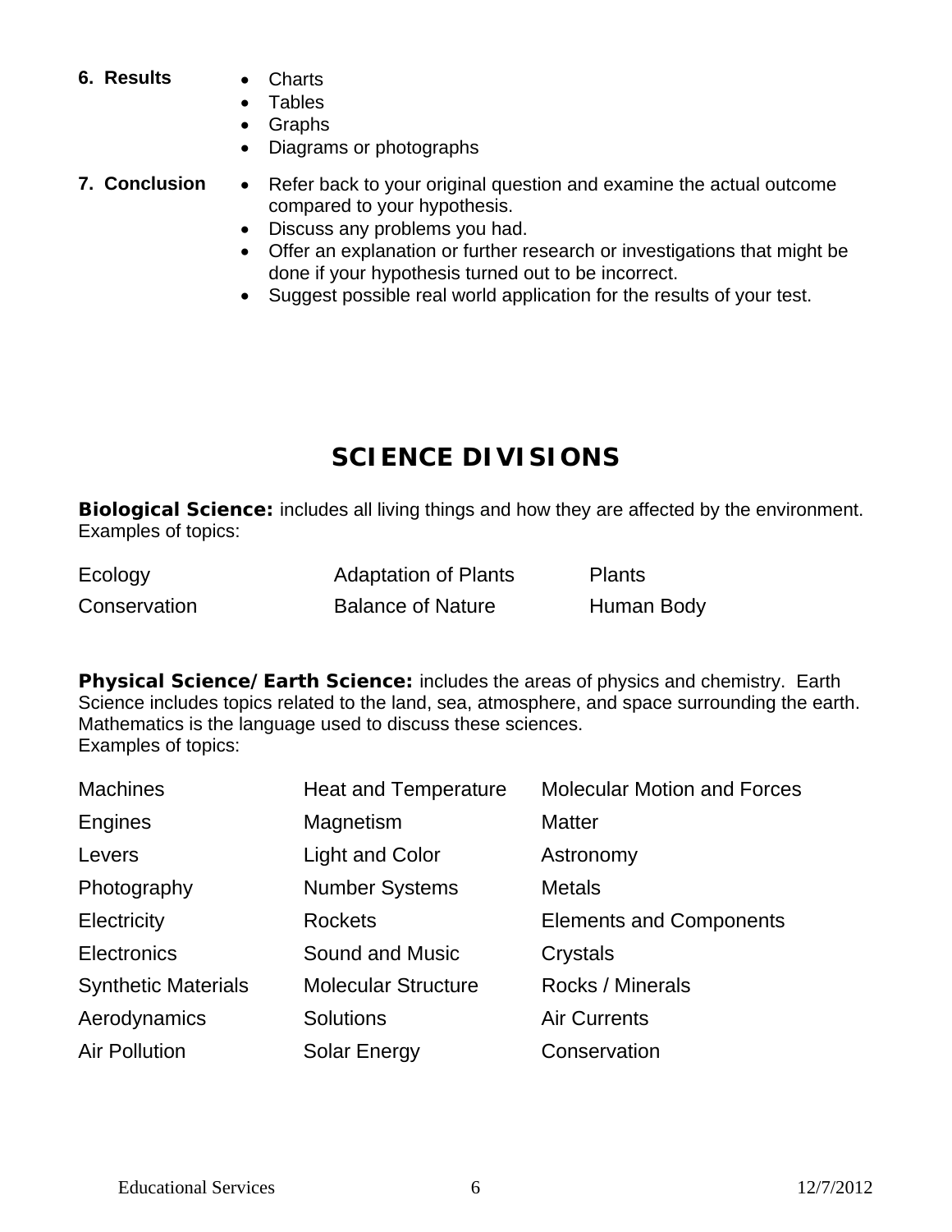**6. Results**

- Charts
- Tables
- Graphs
- Diagrams or photographs

**7. Conclusion**

- Refer back to your original question and examine the actual outcome compared to your hypothesis.
- Discuss any problems you had.
- Offer an explanation or further research or investigations that might be done if your hypothesis turned out to be incorrect.
- Suggest possible real world application for the results of your test.

# SCIENCE DIVISIONS

**Biological Science:** includes all living things and how they are affected by the environment. Examples of topics:

| | | |
|---|---|---|
| Ecology | Adaptation of Plants | Plants |
| Conservation | Balance of Nature | Human Body |

**Physical Science/Earth Science:** includes the areas of physics and chemistry. Earth Science includes topics related to the land, sea, atmosphere, and space surrounding the earth. Mathematics is the language used to discuss these sciences.
Examples of topics:

| | | |
|---|---|---|
| Machines | Heat and Temperature | Molecular Motion and Forces |
| Engines | Magnetism | Matter |
| Levers | Light and Color | Astronomy |
| Photography | Number Systems | Metals |
| Electricity | Rockets | Elements and Components |
| Electronics | Sound and Music | Crystals |
| Synthetic Materials | Molecular Structure | Rocks / Minerals |
| Aerodynamics | Solutions | Air Currents |
| Air Pollution | Solar Energy | Conservation |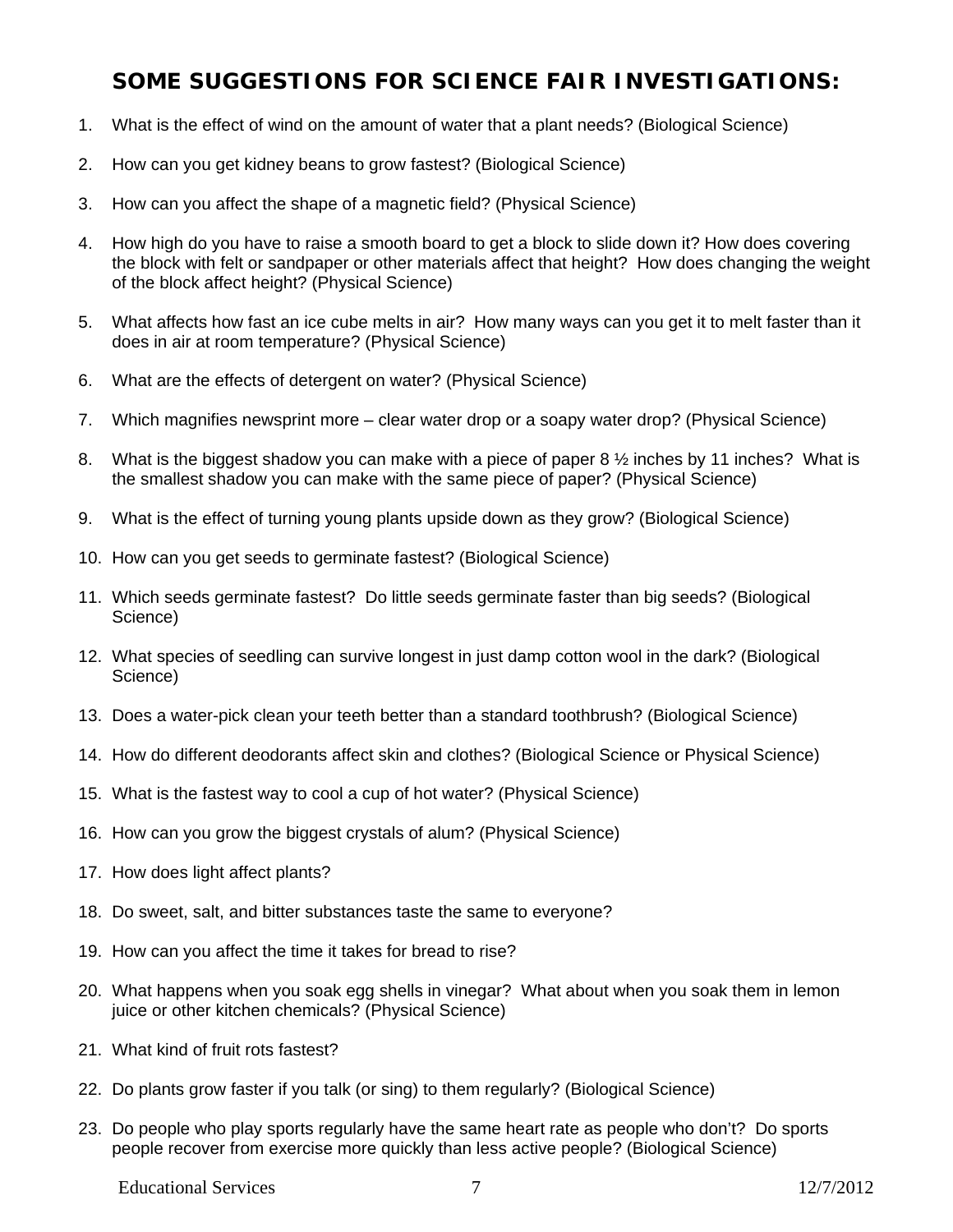## SOME SUGGESTIONS FOR SCIENCE FAIR INVESTIGATIONS:

1. What is the effect of wind on the amount of water that a plant needs? (Biological Science)
2. How can you get kidney beans to grow fastest? (Biological Science)
3. How can you affect the shape of a magnetic field? (Physical Science)
4. How high do you have to raise a smooth board to get a block to slide down it? How does covering the block with felt or sandpaper or other materials affect that height? How does changing the weight of the block affect height? (Physical Science)
5. What affects how fast an ice cube melts in air? How many ways can you get it to melt faster than it does in air at room temperature? (Physical Science)
6. What are the effects of detergent on water? (Physical Science)
7. Which magnifies newsprint more – clear water drop or a soapy water drop? (Physical Science)
8. What is the biggest shadow you can make with a piece of paper 8 ½ inches by 11 inches? What is the smallest shadow you can make with the same piece of paper? (Physical Science)
9. What is the effect of turning young plants upside down as they grow? (Biological Science)
10. How can you get seeds to germinate fastest? (Biological Science)
11. Which seeds germinate fastest? Do little seeds germinate faster than big seeds? (Biological Science)
12. What species of seedling can survive longest in just damp cotton wool in the dark? (Biological Science)
13. Does a water-pick clean your teeth better than a standard toothbrush? (Biological Science)
14. How do different deodorants affect skin and clothes? (Biological Science or Physical Science)
15. What is the fastest way to cool a cup of hot water? (Physical Science)
16. How can you grow the biggest crystals of alum? (Physical Science)
17. How does light affect plants?
18. Do sweet, salt, and bitter substances taste the same to everyone?
19. How can you affect the time it takes for bread to rise?
20. What happens when you soak egg shells in vinegar? What about when you soak them in lemon juice or other kitchen chemicals? (Physical Science)
21. What kind of fruit rots fastest?
22. Do plants grow faster if you talk (or sing) to them regularly? (Biological Science)
23. Do people who play sports regularly have the same heart rate as people who don't? Do sports people recover from exercise more quickly than less active people? (Biological Science)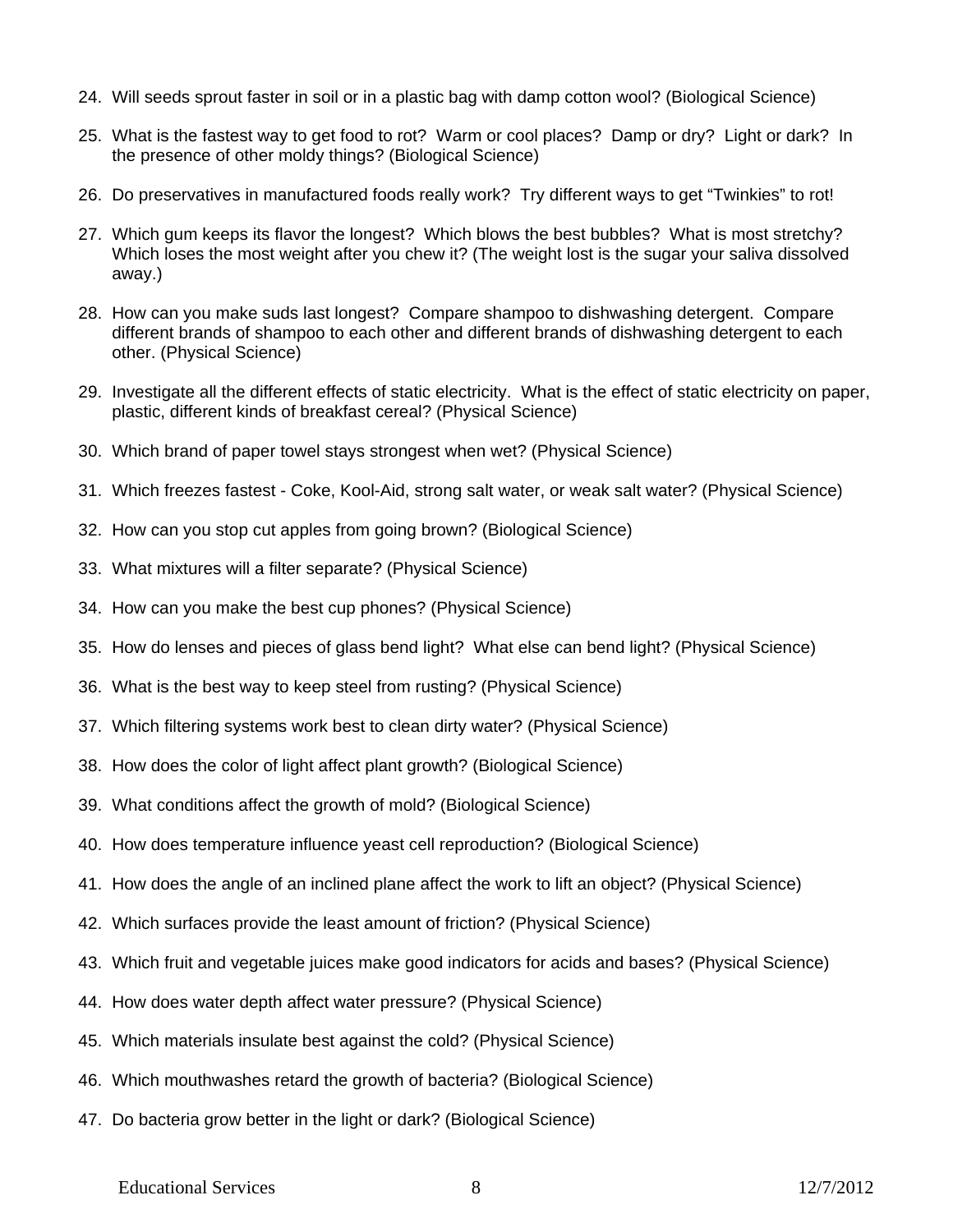24. Will seeds sprout faster in soil or in a plastic bag with damp cotton wool? (Biological Science)

25. What is the fastest way to get food to rot? Warm or cool places? Damp or dry? Light or dark? In the presence of other moldy things? (Biological Science)

26. Do preservatives in manufactured foods really work? Try different ways to get "Twinkies" to rot!

27. Which gum keeps its flavor the longest? Which blows the best bubbles? What is most stretchy? Which loses the most weight after you chew it? (The weight lost is the sugar your saliva dissolved away.)

28. How can you make suds last longest? Compare shampoo to dishwashing detergent. Compare different brands of shampoo to each other and different brands of dishwashing detergent to each other. (Physical Science)

29. Investigate all the different effects of static electricity. What is the effect of static electricity on paper, plastic, different kinds of breakfast cereal? (Physical Science)

30. Which brand of paper towel stays strongest when wet? (Physical Science)

31. Which freezes fastest - Coke, Kool-Aid, strong salt water, or weak salt water? (Physical Science)

32. How can you stop cut apples from going brown? (Biological Science)

33. What mixtures will a filter separate? (Physical Science)

34. How can you make the best cup phones? (Physical Science)

35. How do lenses and pieces of glass bend light? What else can bend light? (Physical Science)

36. What is the best way to keep steel from rusting? (Physical Science)

37. Which filtering systems work best to clean dirty water? (Physical Science)

38. How does the color of light affect plant growth? (Biological Science)

39. What conditions affect the growth of mold? (Biological Science)

40. How does temperature influence yeast cell reproduction? (Biological Science)

41. How does the angle of an inclined plane affect the work to lift an object? (Physical Science)

42. Which surfaces provide the least amount of friction? (Physical Science)

43. Which fruit and vegetable juices make good indicators for acids and bases? (Physical Science)

44. How does water depth affect water pressure? (Physical Science)

45. Which materials insulate best against the cold? (Physical Science)

46. Which mouthwashes retard the growth of bacteria? (Biological Science)

47. Do bacteria grow better in the light or dark? (Biological Science)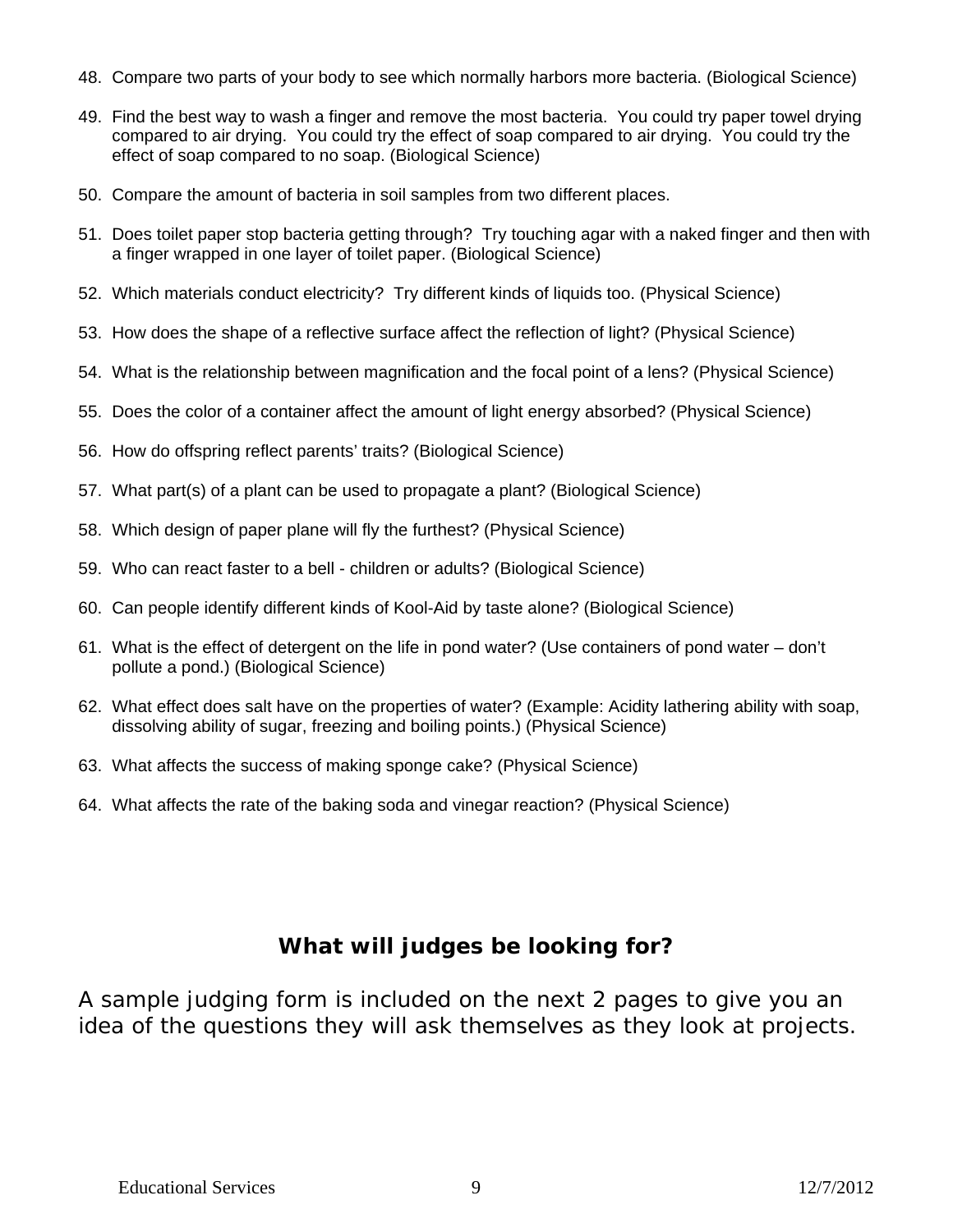48. Compare two parts of your body to see which normally harbors more bacteria. (Biological Science)

49. Find the best way to wash a finger and remove the most bacteria. You could try paper towel drying compared to air drying. You could try the effect of soap compared to air drying. You could try the effect of soap compared to no soap. (Biological Science)

50. Compare the amount of bacteria in soil samples from two different places.

51. Does toilet paper stop bacteria getting through? Try touching agar with a naked finger and then with a finger wrapped in one layer of toilet paper. (Biological Science)

52. Which materials conduct electricity? Try different kinds of liquids too. (Physical Science)

53. How does the shape of a reflective surface affect the reflection of light? (Physical Science)

54. What is the relationship between magnification and the focal point of a lens? (Physical Science)

55. Does the color of a container affect the amount of light energy absorbed? (Physical Science)

56. How do offspring reflect parents' traits? (Biological Science)

57. What part(s) of a plant can be used to propagate a plant? (Biological Science)

58. Which design of paper plane will fly the furthest? (Physical Science)

59. Who can react faster to a bell - children or adults? (Biological Science)

60. Can people identify different kinds of Kool-Aid by taste alone? (Biological Science)

61. What is the effect of detergent on the life in pond water? (Use containers of pond water – don't pollute a pond.) (Biological Science)

62. What effect does salt have on the properties of water? (Example: Acidity lathering ability with soap, dissolving ability of sugar, freezing and boiling points.) (Physical Science)

63. What affects the success of making sponge cake? (Physical Science)

64. What affects the rate of the baking soda and vinegar reaction? (Physical Science)

## What will judges be looking for?

A sample judging form is included on the next 2 pages to give you an idea of the questions they will ask themselves as they look at projects.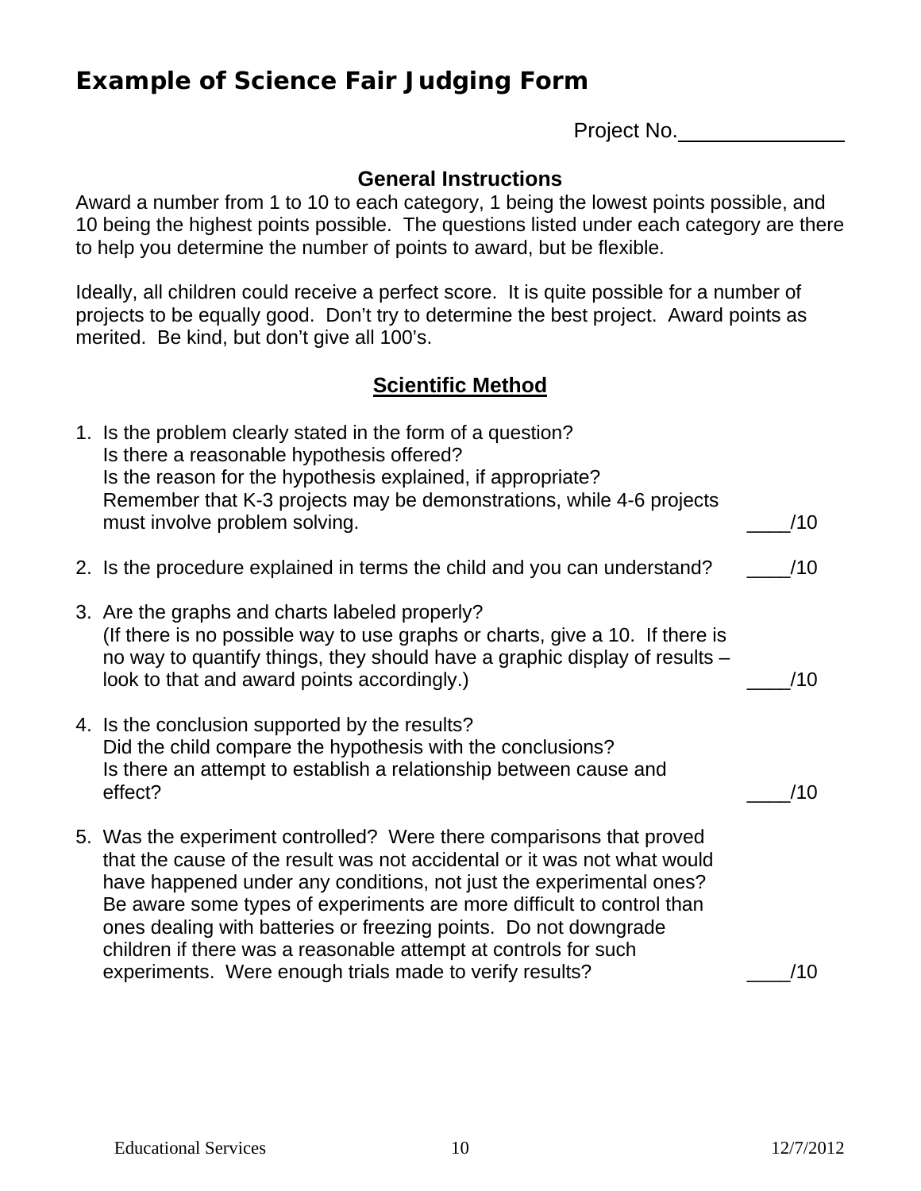## Example of Science Fair Judging Form

Project No.______________

### General Instructions

Award a number from 1 to 10 to each category, 1 being the lowest points possible, and 10 being the highest points possible. The questions listed under each category are there to help you determine the number of points to award, but be flexible.

Ideally, all children could receive a perfect score. It is quite possible for a number of projects to be equally good. Don't try to determine the best project. Award points as merited. Be kind, but don't give all 100's.

### Scientific Method

1. Is the problem clearly stated in the form of a question?
   Is there a reasonable hypothesis offered?
   Is the reason for the hypothesis explained, if appropriate?
   Remember that K-3 projects may be demonstrations, while 4-6 projects must involve problem solving. ____/10

2. Is the procedure explained in terms the child and you can understand? ____/10

3. Are the graphs and charts labeled properly?
   (If there is no possible way to use graphs or charts, give a 10. If there is no way to quantify things, they should have a graphic display of results – look to that and award points accordingly.) ____/10

4. Is the conclusion supported by the results?
   Did the child compare the hypothesis with the conclusions?
   Is there an attempt to establish a relationship between cause and effect? ____/10

5. Was the experiment controlled? Were there comparisons that proved that the cause of the result was not accidental or it was not what would have happened under any conditions, not just the experimental ones? Be aware some types of experiments are more difficult to control than ones dealing with batteries or freezing points. Do not downgrade children if there was a reasonable attempt at controls for such experiments. Were enough trials made to verify results? ____/10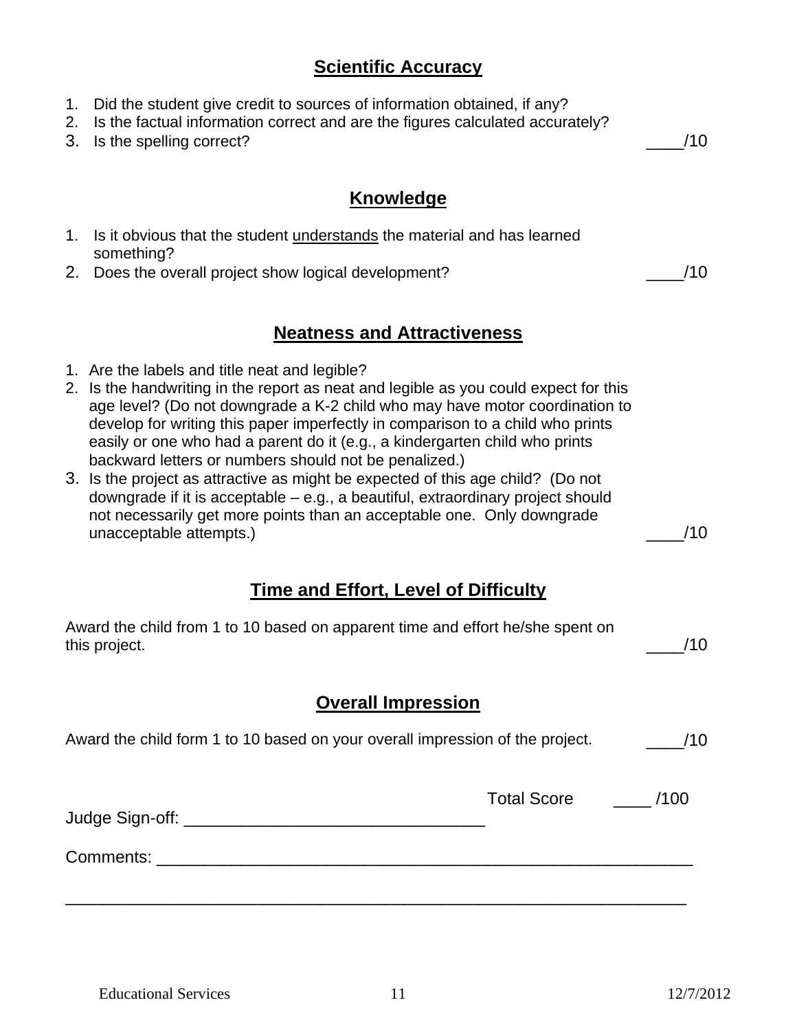## Scientific Accuracy

1. Did the student give credit to sources of information obtained, if any?
2. Is the factual information correct and are the figures calculated accurately?
3. Is the spelling correct? ____/10

## Knowledge

1. Is it obvious that the student <u>understands</u> the material and has learned something?
2. Does the overall project show logical development? ____/10

## Neatness and Attractiveness

1. Are the labels and title neat and legible?
2. Is the handwriting in the report as neat and legible as you could expect for this age level? (Do not downgrade a K-2 child who may have motor coordination to develop for writing this paper imperfectly in comparison to a child who prints easily or one who had a parent do it (e.g., a kindergarten child who prints backward letters or numbers should not be penalized.)
3. Is the project as attractive as might be expected of this age child? (Do not downgrade if it is acceptable – e.g., a beautiful, extraordinary project should not necessarily get more points than an acceptable one. Only downgrade unacceptable attempts.) ____/10

## Time and Effort, Level of Difficulty

Award the child from 1 to 10 based on apparent time and effort he/she spent on this project. ____/10

## Overall Impression

Award the child form 1 to 10 based on your overall impression of the project. ____/10

Total Score ____ /100

Judge Sign-off: ________________________________

Comments: __________________________________________________________

____________________________________________________________________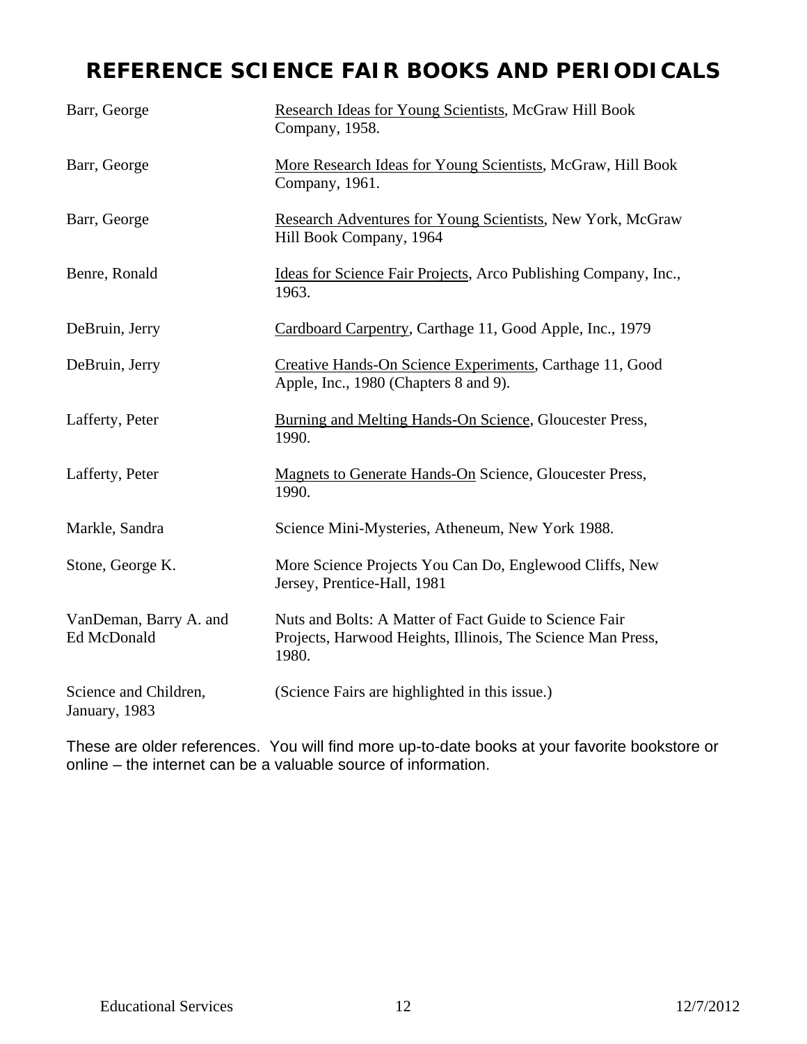# REFERENCE SCIENCE FAIR BOOKS AND PERIODICALS

| | |
|---|---|
| Barr, George | <u>Research Ideas for Young Scientists</u>, McGraw Hill Book Company, 1958. |
| Barr, George | <u>More Research Ideas for Young Scientists</u>, McGraw, Hill Book Company, 1961. |
| Barr, George | <u>Research Adventures for Young Scientists</u>, New York, McGraw Hill Book Company, 1964 |
| Benre, Ronald | <u>Ideas for Science Fair Projects</u>, Arco Publishing Company, Inc., 1963. |
| DeBruin, Jerry | <u>Cardboard Carpentry</u>, Carthage 11, Good Apple, Inc., 1979 |
| DeBruin, Jerry | <u>Creative Hands-On Science Experiments</u>, Carthage 11, Good Apple, Inc., 1980 (Chapters 8 and 9). |
| Lafferty, Peter | <u>Burning and Melting Hands-On Science</u>, Gloucester Press, 1990. |
| Lafferty, Peter | <u>Magnets to Generate Hands-On</u> Science, Gloucester Press, 1990. |
| Markle, Sandra | Science Mini-Mysteries, Atheneum, New York 1988. |
| Stone, George K. | More Science Projects You Can Do, Englewood Cliffs, New Jersey, Prentice-Hall, 1981 |
| VanDeman, Barry A. and Ed McDonald | Nuts and Bolts: A Matter of Fact Guide to Science Fair Projects, Harwood Heights, Illinois, The Science Man Press, 1980. |
| Science and Children, January, 1983 | (Science Fairs are highlighted in this issue.) |

These are older references. You will find more up-to-date books at your favorite bookstore or online – the internet can be a valuable source of information.